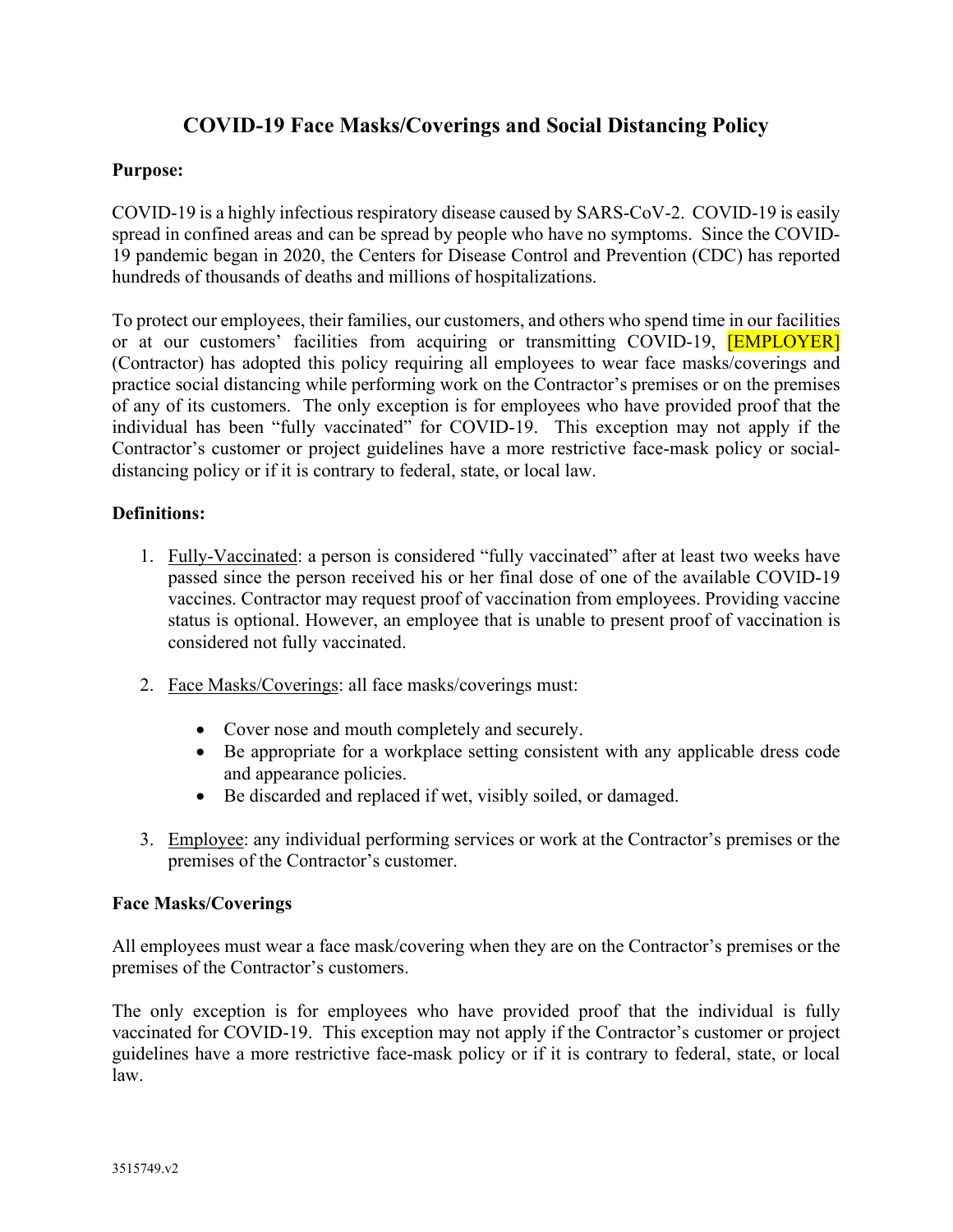# COVID-19 Face Masks/Coverings and Social Distancing Policy

**Purpose:**

COVID-19 is a highly infectious respiratory disease caused by SARS-CoV-2. COVID-19 is easily spread in confined areas and can be spread by people who have no symptoms. Since the COVID-19 pandemic began in 2020, the Centers for Disease Control and Prevention (CDC) has reported hundreds of thousands of deaths and millions of hospitalizations.

To protect our employees, their families, our customers, and others who spend time in our facilities or at our customers' facilities from acquiring or transmitting COVID-19, [EMPLOYER] (Contractor) has adopted this policy requiring all employees to wear face masks/coverings and practice social distancing while performing work on the Contractor's premises or on the premises of any of its customers. The only exception is for employees who have provided proof that the individual has been "fully vaccinated" for COVID-19. This exception may not apply if the Contractor's customer or project guidelines have a more restrictive face-mask policy or social-distancing policy or if it is contrary to federal, state, or local law.

**Definitions:**

1. Fully-Vaccinated: a person is considered "fully vaccinated" after at least two weeks have passed since the person received his or her final dose of one of the available COVID-19 vaccines. Contractor may request proof of vaccination from employees. Providing vaccine status is optional. However, an employee that is unable to present proof of vaccination is considered not fully vaccinated.

2. Face Masks/Coverings: all face masks/coverings must:
   - Cover nose and mouth completely and securely.
   - Be appropriate for a workplace setting consistent with any applicable dress code and appearance policies.
   - Be discarded and replaced if wet, visibly soiled, or damaged.

3. Employee: any individual performing services or work at the Contractor's premises or the premises of the Contractor's customer.

**Face Masks/Coverings**

All employees must wear a face mask/covering when they are on the Contractor's premises or the premises of the Contractor's customers.

The only exception is for employees who have provided proof that the individual is fully vaccinated for COVID-19. This exception may not apply if the Contractor's customer or project guidelines have a more restrictive face-mask policy or if it is contrary to federal, state, or local law.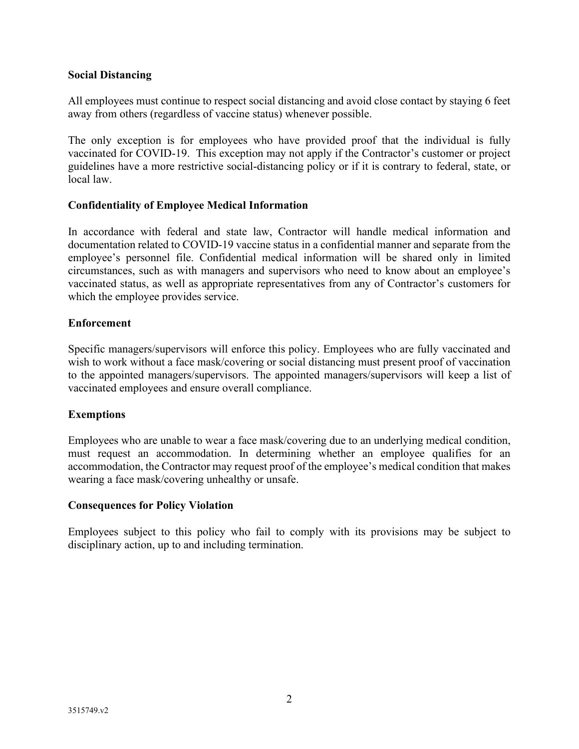**Social Distancing**

All employees must continue to respect social distancing and avoid close contact by staying 6 feet away from others (regardless of vaccine status) whenever possible.

The only exception is for employees who have provided proof that the individual is fully vaccinated for COVID-19. This exception may not apply if the Contractor's customer or project guidelines have a more restrictive social-distancing policy or if it is contrary to federal, state, or local law.

**Confidentiality of Employee Medical Information**

In accordance with federal and state law, Contractor will handle medical information and documentation related to COVID-19 vaccine status in a confidential manner and separate from the employee's personnel file. Confidential medical information will be shared only in limited circumstances, such as with managers and supervisors who need to know about an employee's vaccinated status, as well as appropriate representatives from any of Contractor's customers for which the employee provides service.

**Enforcement**

Specific managers/supervisors will enforce this policy. Employees who are fully vaccinated and wish to work without a face mask/covering or social distancing must present proof of vaccination to the appointed managers/supervisors. The appointed managers/supervisors will keep a list of vaccinated employees and ensure overall compliance.

**Exemptions**

Employees who are unable to wear a face mask/covering due to an underlying medical condition, must request an accommodation. In determining whether an employee qualifies for an accommodation, the Contractor may request proof of the employee's medical condition that makes wearing a face mask/covering unhealthy or unsafe.

**Consequences for Policy Violation**

Employees subject to this policy who fail to comply with its provisions may be subject to disciplinary action, up to and including termination.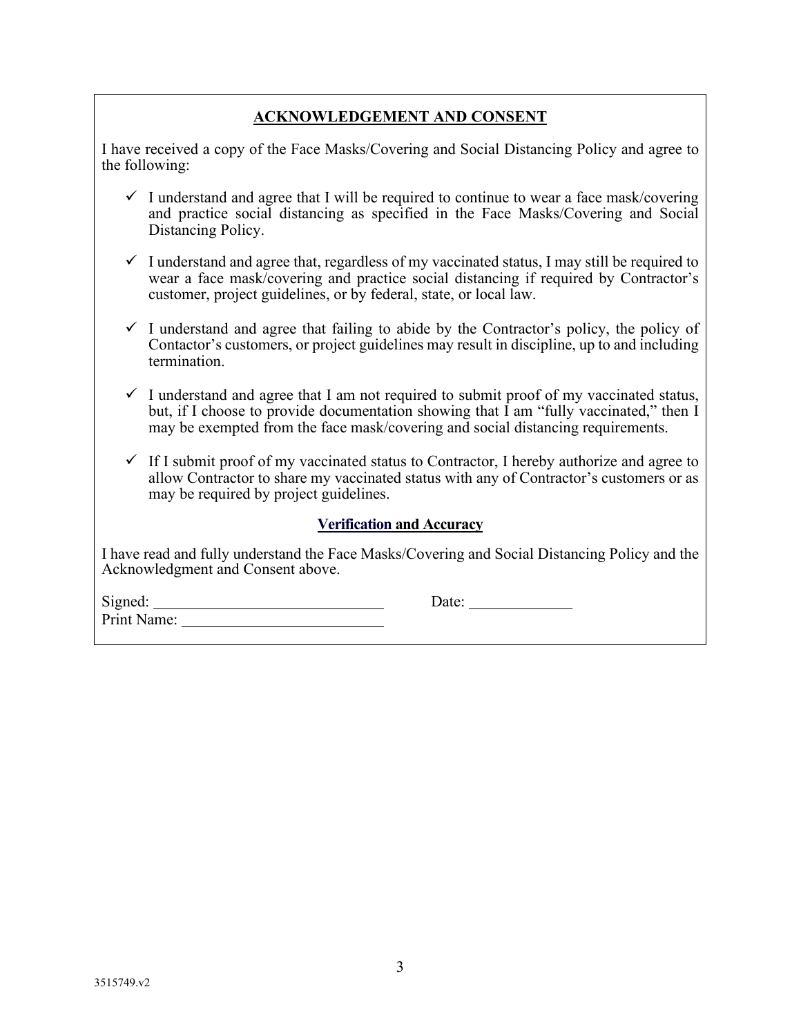## ACKNOWLEDGEMENT AND CONSENT

I have received a copy of the Face Masks/Covering and Social Distancing Policy and agree to the following:

- ✓ I understand and agree that I will be required to continue to wear a face mask/covering and practice social distancing as specified in the Face Masks/Covering and Social Distancing Policy.

- ✓ I understand and agree that, regardless of my vaccinated status, I may still be required to wear a face mask/covering and practice social distancing if required by Contractor's customer, project guidelines, or by federal, state, or local law.

- ✓ I understand and agree that failing to abide by the Contractor's policy, the policy of Contactor's customers, or project guidelines may result in discipline, up to and including termination.

- ✓ I understand and agree that I am not required to submit proof of my vaccinated status, but, if I choose to provide documentation showing that I am "fully vaccinated," then I may be exempted from the face mask/covering and social distancing requirements.

- ✓ If I submit proof of my vaccinated status to Contractor, I hereby authorize and agree to allow Contractor to share my vaccinated status with any of Contractor's customers or as may be required by project guidelines.

### Verification and Accuracy

I have read and fully understand the Face Masks/Covering and Social Distancing Policy and the Acknowledgment and Consent above.

Signed: ____________________________ Date: _____________

Print Name: _________________________

3515749.v2